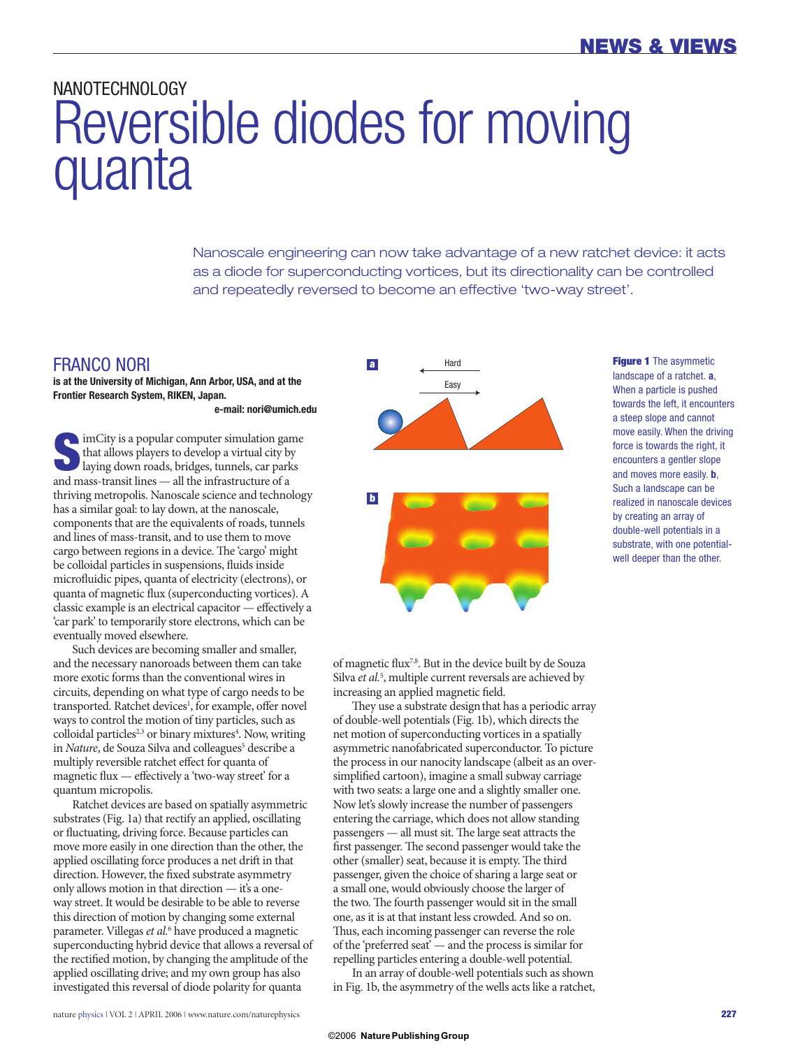NANOTECHNOLOGY

# Reversible diodes for moving quanta

Nanoscale engineering can now take advantage of a new ratchet device: it acts as a diode for superconducting vortices, but its directionality can be controlled and repeatedly reversed to become an effective 'two-way street'.

## FRANCO NORI

**is at the University of Michigan, Ann Arbor, USA, and at the Frontier Research System, RIKEN, Japan.**

**e-mail: nori@umich.edu**

SimCity is a popular computer simulation game that allows players to develop a virtual city by laying down roads, bridges, tunnels, car parks and mass-transit lines — all the infrastructure of a thriving metropolis. Nanoscale science and technology has a similar goal: to lay down, at the nanoscale, components that are the equivalents of roads, tunnels and lines of mass-transit, and to use them to move cargo between regions in a device. The 'cargo' might be colloidal particles in suspensions, fluids inside microfluidic pipes, quanta of electricity (electrons), or quanta of magnetic flux (superconducting vortices). A classic example is an electrical capacitor — effectively a 'car park' to temporarily store electrons, which can be eventually moved elsewhere.

Such devices are becoming smaller and smaller, and the necessary nanoroads between them can take more exotic forms than the conventional wires in circuits, depending on what type of cargo needs to be transported. Ratchet devices[1], for example, offer novel ways to control the motion of tiny particles, such as colloidal particles[2,3] or binary mixtures[4]. Now, writing in *Nature*, de Souza Silva and colleagues[5] describe a multiply reversible ratchet effect for quanta of magnetic flux — effectively a 'two-way street' for a quantum micropolis.

Ratchet devices are based on spatially asymmetric substrates (Fig. 1a) that rectify an applied, oscillating or fluctuating, driving force. Because particles can move more easily in one direction than the other, the applied oscillating force produces a net drift in that direction. However, the fixed substrate asymmetry only allows motion in that direction — it's a one-way street. It would be desirable to be able to reverse this direction of motion by changing some external parameter. Villegas *et al.*[6] have produced a magnetic superconducting hybrid device that allows a reversal of the rectified motion, by changing the amplitude of the applied oscillating drive; and my own group has also investigated this reversal of diode polarity for quanta of magnetic flux[7,8]. But in the device built by de Souza Silva *et al.*[5], multiple current reversals are achieved by increasing an applied magnetic field.

**Figure 1** The asymmetric landscape of a ratchet. **a**, When a particle is pushed towards the left, it encounters a steep slope and cannot move easily. When the driving force is towards the right, it encounters a gentler slope and moves more easily. **b**, Such a landscape can be realized in nanoscale devices by creating an array of double-well potentials in a substrate, with one potential-well deeper than the other.

They use a substrate design that has a periodic array of double-well potentials (Fig. 1b), which directs the net motion of superconducting vortices in a spatially asymmetric nanofabricated superconductor. To picture the process in our nanocity landscape (albeit as an over-simplified cartoon), imagine a small subway carriage with two seats: a large one and a slightly smaller one. Now let's slowly increase the number of passengers entering the carriage, which does not allow standing passengers — all must sit. The large seat attracts the first passenger. The second passenger would take the other (smaller) seat, because it is empty. The third passenger, given the choice of sharing a large seat or a small one, would obviously choose the larger of the two. The fourth passenger would sit in the small one, as it is at that instant less crowded. And so on. Thus, each incoming passenger can reverse the role of the 'preferred seat' — and the process is similar for repelling particles entering a double-well potential.

In an array of double-well potentials such as shown in Fig. 1b, the asymmetry of the wells acts like a ratchet,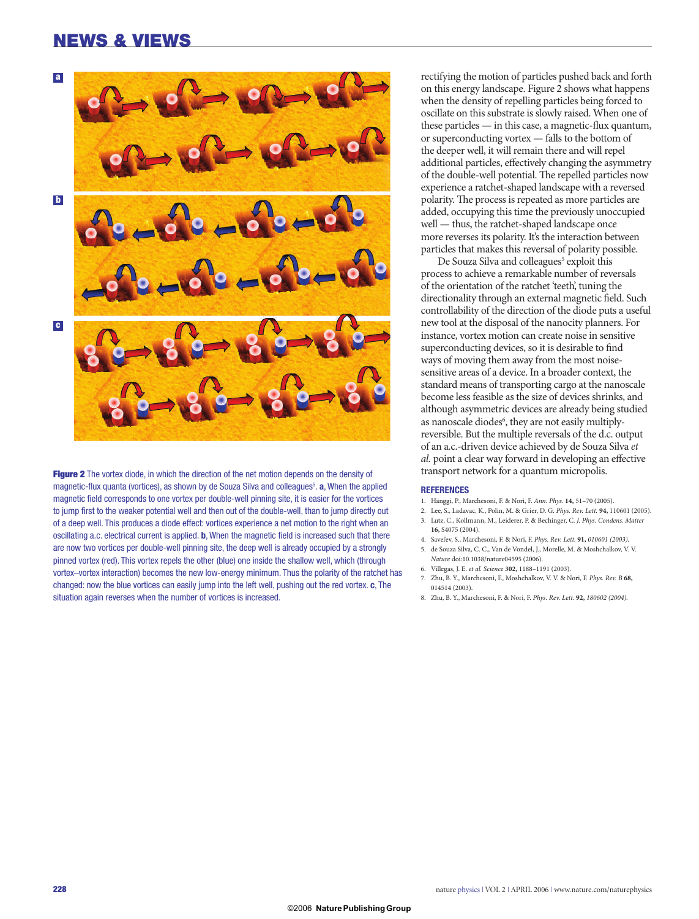Figure 2 The vortex diode, in which the direction of the net motion depends on the density of magnetic-flux quanta (vortices), as shown by de Souza Silva and colleagues[5]. **a**, When the applied magnetic field corresponds to one vortex per double-well pinning site, it is easier for the vortices to jump first to the weaker potential well and then out of the double-well, than to jump directly out of a deep well. This produces a diode effect: vortices experience a net motion to the right when an oscillating a.c. electrical current is applied. **b**, When the magnetic field is increased such that there are now two vortices per double-well pinning site, the deep well is already occupied by a strongly pinned vortex (red). This vortex repels the other (blue) one inside the shallow well, which (through vortex–vortex interaction) becomes the new low-energy minimum. Thus the polarity of the ratchet has changed: now the blue vortices can easily jump into the left well, pushing out the red vortex. **c**, The situation again reverses when the number of vortices is increased.

rectifying the motion of particles pushed back and forth on this energy landscape. Figure 2 shows what happens when the density of repelling particles being forced to oscillate on this substrate is slowly raised. When one of these particles — in this case, a magnetic-flux quantum, or superconducting vortex — falls to the bottom of the deeper well, it will remain there and will repel additional particles, effectively changing the asymmetry of the double-well potential. The repelled particles now experience a ratchet-shaped landscape with a reversed polarity. The process is repeated as more particles are added, occupying this time the previously unoccupied well — thus, the ratchet-shaped landscape once more reverses its polarity. It's the interaction between particles that makes this reversal of polarity possible.

De Souza Silva and colleagues[5] exploit this process to achieve a remarkable number of reversals of the orientation of the ratchet 'teeth', tuning the directionality through an external magnetic field. Such controllability of the direction of the diode puts a useful new tool at the disposal of the nanocity planners. For instance, vortex motion can create noise in sensitive superconducting devices, so it is desirable to find ways of moving them away from the most noise-sensitive areas of a device. In a broader context, the standard means of transporting cargo at the nanoscale become less feasible as the size of devices shrinks, and although asymmetric devices are already being studied as nanoscale diodes[6], they are not easily multiply-reversible. But the multiple reversals of the d.c. output of an a.c.-driven device achieved by de Souza Silva *et al.* point a clear way forward in developing an effective transport network for a quantum micropolis.

## REFERENCES

1. Hänggi, P., Marchesoni, F. & Nori, F. *Ann. Phys.* **14,** 51–70 (2005).
2. Lee, S., Ladavac, K., Polin, M. & Grier, D. G. *Phys. Rev. Lett.* **94,** 110601 (2005).
3. Lutz, C., Kollmann, M., Leiderer, P. & Bechinger, C. *J. Phys. Condens. Matter* **16,** S4075 (2004).
4. Savel'ev, S., Marchesoni, F. & Nori, F. *Phys. Rev. Lett.* **91,** 010601 (2003).
5. de Souza Silva, C. C., Van de Vondel, J., Morelle, M. & Moshchalkov, V. V. *Nature* doi:10.1038/nature04595 (2006).
6. Villegas, J. E. *et al. Science* **302,** 1188–1191 (2003).
7. Zhu, B. Y., Marchesoni, F., Moshchalkov, V. V. & Nori, F. *Phys. Rev. B* **68,** 014514 (2003).
8. Zhu, B. Y., Marchesoni, F. & Nori, F. *Phys. Rev. Lett.* **92,** 180602 (2004).